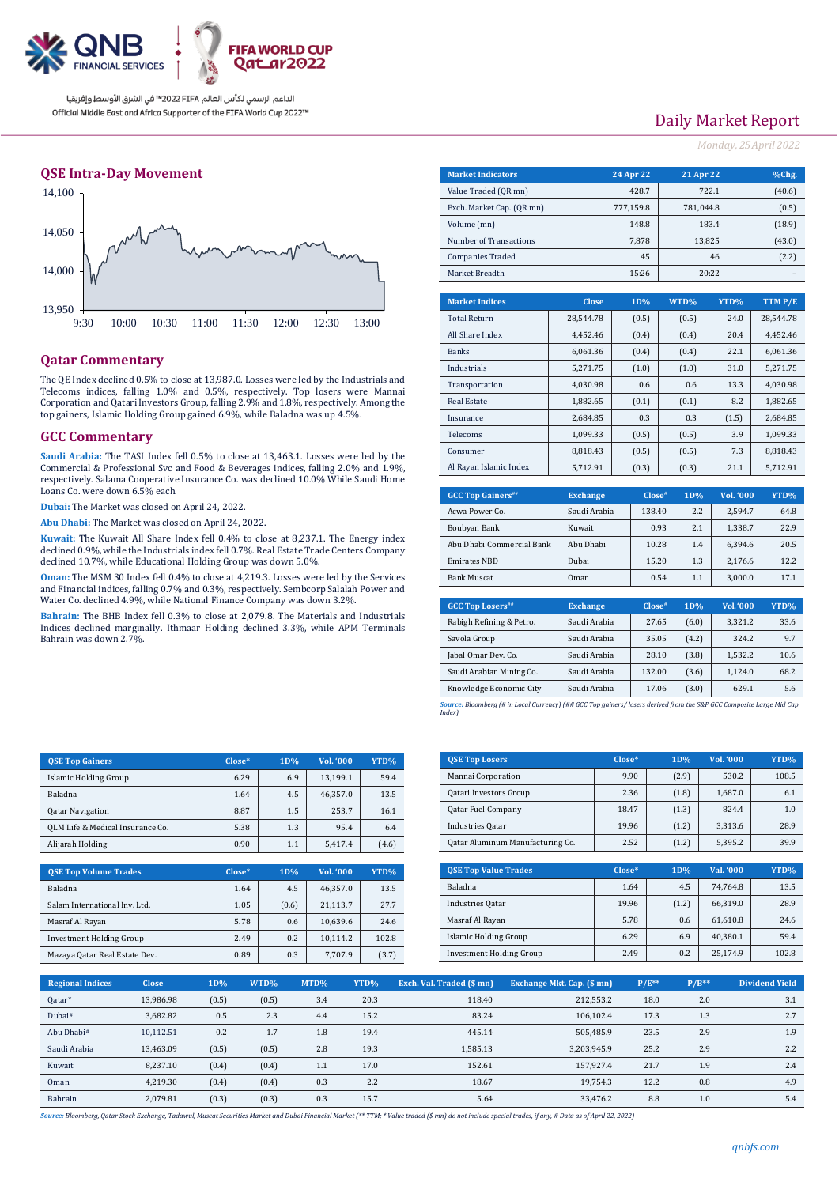QNB FINANCIAL SERVICES

FIFA WORLD CUP Qatar2022

الداعم الرسمي لكأس العالم FIFA 2022™ في الشرق الأوسط وإفريقيا

Official Middle East and Africa Supporter of the FIFA World Cup 2022™

# Daily Market Report

*Monday, 25 April 2022*

## QSE Intra-Day Movement

## Qatar Commentary

The QE Index declined 0.5% to close at 13,987.0. Losses were led by the Industrials and Telecoms indices, falling 1.0% and 0.5%, respectively. Top losers were Mannai Corporation and Qatari Investors Group, falling 2.9% and 1.8%, respectively. Among the top gainers, Islamic Holding Group gained 6.9%, while Baladna was up 4.5%.

## GCC Commentary

**Saudi Arabia:** The TASI Index fell 0.5% to close at 13,463.1. Losses were led by the Commercial & Professional Svc and Food & Beverages indices, falling 2.0% and 1.9%, respectively. Salama Cooperative Insurance Co. was declined 10.0% While Saudi Home Loans Co. were down 6.5% each.

**Dubai:** The Market was closed on April 24, 2022.

**Abu Dhabi:** The Market was closed on April 24, 2022.

**Kuwait:** The Kuwait All Share Index fell 0.4% to close at 8,237.1. The Energy index declined 0.9%, while the Industrials index fell 0.7%. Real Estate Trade Centers Company declined 10.7%, while Educational Holding Group was down 5.0%.

**Oman:** The MSM 30 Index fell 0.4% to close at 4,219.3. Losses were led by the Services and Financial indices, falling 0.7% and 0.3%, respectively. Sembcorp Salalah Power and Water Co. declined 4.9%, while National Finance Company was down 3.2%.

**Bahrain:** The BHB Index fell 0.3% to close at 2,079.8. The Materials and Industrials Indices declined marginally. Ithmaar Holding declined 3.3%, while APM Terminals Bahrain was down 2.7%.

| Market Indicators | 24 Apr 22 | 21 Apr 22 | %Chg. |
|---|---|---|---|
| Value Traded (QR mn) | 428.7 | 722.1 | (40.6) |
| Exch. Market Cap. (QR mn) | 777,159.8 | 781,044.8 | (0.5) |
| Volume (mn) | 148.8 | 183.4 | (18.9) |
| Number of Transactions | 7,878 | 13,825 | (43.0) |
| Companies Traded | 45 | 46 | (2.2) |
| Market Breadth | 15:26 | 20:22 | – |

| Market Indices | Close | 1D% | WTD% | YTD% | TTM P/E |
|---|---|---|---|---|---|
| Total Return | 28,544.78 | (0.5) | (0.5) | 24.0 | 28,544.78 |
| All Share Index | 4,452.46 | (0.4) | (0.4) | 20.4 | 4,452.46 |
| Banks | 6,061.36 | (0.4) | (0.4) | 22.1 | 6,061.36 |
| Industrials | 5,271.75 | (1.0) | (1.0) | 31.0 | 5,271.75 |
| Transportation | 4,030.98 | 0.6 | 0.6 | 13.3 | 4,030.98 |
| Real Estate | 1,882.65 | (0.1) | (0.1) | 8.2 | 1,882.65 |
| Insurance | 2,684.85 | 0.3 | 0.3 | (1.5) | 2,684.85 |
| Telecoms | 1,099.33 | (0.5) | (0.5) | 3.9 | 1,099.33 |
| Consumer | 8,818.43 | (0.5) | (0.5) | 7.3 | 8,818.43 |
| Al Rayan Islamic Index | 5,712.91 | (0.3) | (0.3) | 21.1 | 5,712.91 |

| GCC Top Gainers## | Exchange | Close# | 1D% | Vol. '000 | YTD% |
|---|---|---|---|---|---|
| Acwa Power Co. | Saudi Arabia | 138.40 | 2.2 | 2,594.7 | 64.8 |
| Boubyan Bank | Kuwait | 0.93 | 2.1 | 1,338.7 | 22.9 |
| Abu Dhabi Commercial Bank | Abu Dhabi | 10.28 | 1.4 | 6,394.6 | 20.5 |
| Emirates NBD | Dubai | 15.20 | 1.3 | 2,176.6 | 12.2 |
| Bank Muscat | Oman | 0.54 | 1.1 | 3,000.0 | 17.1 |

| GCC Top Losers## | Exchange | Close# | 1D% | Vol. '000 | YTD% |
|---|---|---|---|---|---|
| Rabigh Refining & Petro. | Saudi Arabia | 27.65 | (6.0) | 3,321.2 | 33.6 |
| Savola Group | Saudi Arabia | 35.05 | (4.2) | 324.2 | 9.7 |
| Jabal Omar Dev. Co. | Saudi Arabia | 28.10 | (3.8) | 1,532.2 | 10.6 |
| Saudi Arabian Mining Co. | Saudi Arabia | 132.00 | (3.6) | 1,124.0 | 68.2 |
| Knowledge Economic City | Saudi Arabia | 17.06 | (3.0) | 629.1 | 5.6 |

*Source: Bloomberg (# in Local Currency) (## GCC Top gainers/ losers derived from the S&P GCC Composite Large Mid Cap Index)*

| QSE Top Gainers | Close* | 1D% | Vol. '000 | YTD% |
|---|---|---|---|---|
| Islamic Holding Group | 6.29 | 6.9 | 13,199.1 | 59.4 |
| Baladna | 1.64 | 4.5 | 46,357.0 | 13.5 |
| Qatar Navigation | 8.87 | 1.5 | 253.7 | 16.1 |
| QLM Life & Medical Insurance Co. | 5.38 | 1.3 | 95.4 | 6.4 |
| Alijarah Holding | 0.90 | 1.1 | 5,417.4 | (4.6) |

| QSE Top Losers | Close* | 1D% | Vol. '000 | YTD% |
|---|---|---|---|---|
| Mannai Corporation | 9.90 | (2.9) | 530.2 | 108.5 |
| Qatari Investors Group | 2.36 | (1.8) | 1,687.0 | 6.1 |
| Qatar Fuel Company | 18.47 | (1.3) | 824.4 | 1.0 |
| Industries Qatar | 19.96 | (1.2) | 3,313.6 | 28.9 |
| Qatar Aluminum Manufacturing Co. | 2.52 | (1.2) | 5,395.2 | 39.9 |

| QSE Top Volume Trades | Close* | 1D% | Vol. '000 | YTD% |
|---|---|---|---|---|
| Baladna | 1.64 | 4.5 | 46,357.0 | 13.5 |
| Salam International Inv. Ltd. | 1.05 | (0.6) | 21,113.7 | 27.7 |
| Masraf Al Rayan | 5.78 | 0.6 | 10,639.6 | 24.6 |
| Investment Holding Group | 2.49 | 0.2 | 10,114.2 | 102.8 |
| Mazaya Qatar Real Estate Dev. | 0.89 | 0.3 | 7,707.9 | (3.7) |

| QSE Top Value Trades | Close* | 1D% | Val. '000 | YTD% |
|---|---|---|---|---|
| Baladna | 1.64 | 4.5 | 74,764.8 | 13.5 |
| Industries Qatar | 19.96 | (1.2) | 66,319.0 | 28.9 |
| Masraf Al Rayan | 5.78 | 0.6 | 61,610.8 | 24.6 |
| Islamic Holding Group | 6.29 | 6.9 | 40,380.1 | 59.4 |
| Investment Holding Group | 2.49 | 0.2 | 25,174.9 | 102.8 |

| Regional Indices | Close | 1D% | WTD% | MTD% | YTD% | Exch. Val. Traded ($ mn) | Exchange Mkt. Cap. ($ mn) | P/E** | P/B** | Dividend Yield |
|---|---|---|---|---|---|---|---|---|---|---|
| Qatar* | 13,986.98 | (0.5) | (0.5) | 3.4 | 20.3 | 118.40 | 212,553.2 | 18.0 | 2.0 | 3.1 |
| Dubai# | 3,682.82 | 0.5 | 2.3 | 4.4 | 15.2 | 83.24 | 106,102.4 | 17.3 | 1.3 | 2.7 |
| Abu Dhabi# | 10,112.51 | 0.2 | 1.7 | 1.8 | 19.4 | 445.14 | 505,485.9 | 23.5 | 2.9 | 1.9 |
| Saudi Arabia | 13,463.09 | (0.5) | (0.5) | 2.8 | 19.3 | 1,585.13 | 3,203,945.9 | 25.2 | 2.9 | 2.2 |
| Kuwait | 8,237.10 | (0.4) | (0.4) | 1.1 | 17.0 | 152.61 | 157,927.4 | 21.7 | 1.9 | 2.4 |
| Oman | 4,219.30 | (0.4) | (0.4) | 0.3 | 2.2 | 18.67 | 19,754.3 | 12.2 | 0.8 | 4.9 |
| Bahrain | 2,079.81 | (0.3) | (0.3) | 0.3 | 15.7 | 5.64 | 33,476.2 | 8.8 | 1.0 | 5.4 |

*Source: Bloomberg, Qatar Stock Exchange, Tadawul, Muscat Securities Market and Dubai Financial Market (** TTM; * Value traded ($ mn) do not include special trades, if any, # Data as of April 22, 2022)*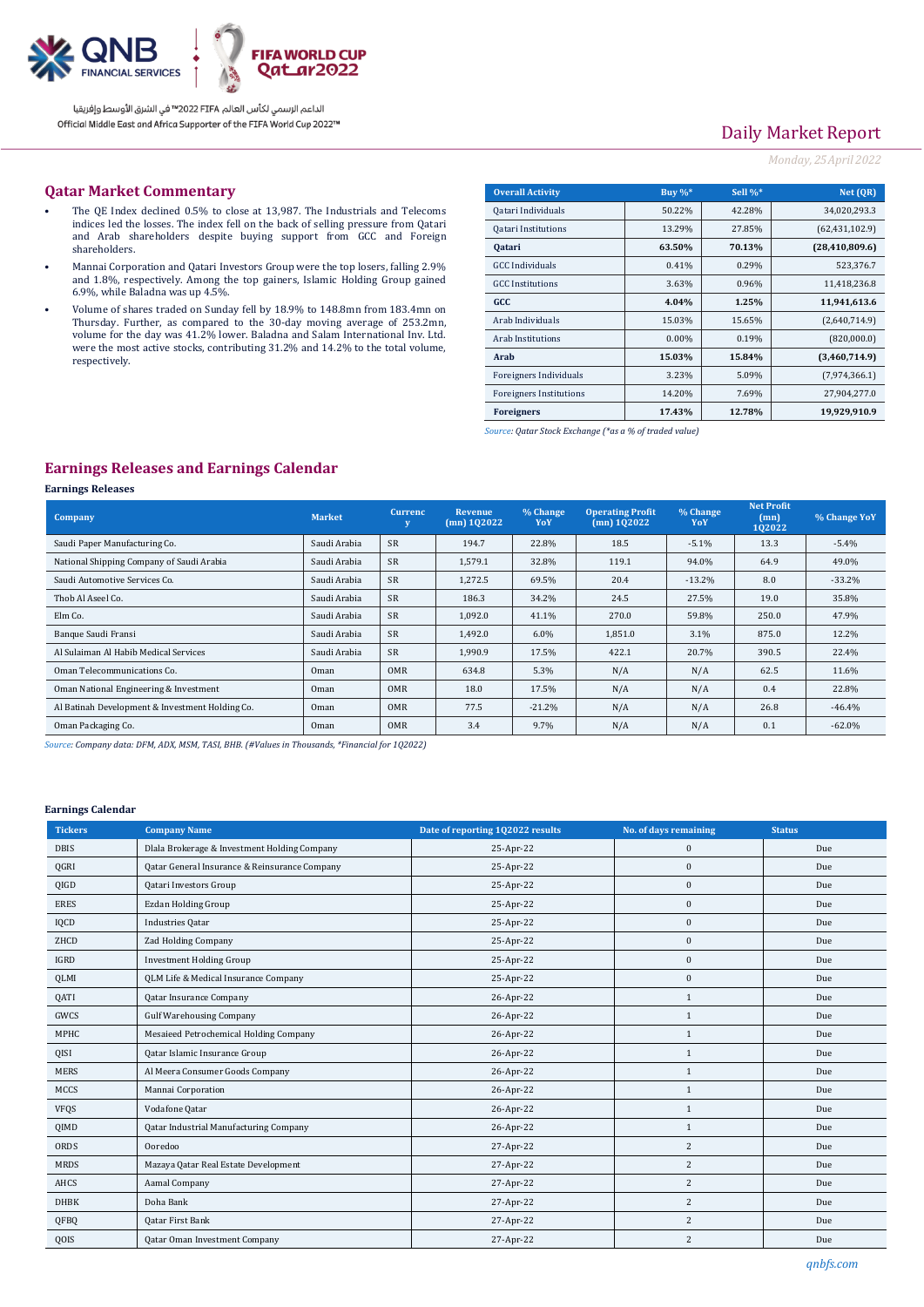## Qatar Market Commentary

- The QE Index declined 0.5% to close at 13,987. The Industrials and Telecoms indices led the losses. The index fell on the back of selling pressure from Qatari and Arab shareholders despite buying support from GCC and Foreign shareholders.
- Mannai Corporation and Qatari Investors Group were the top losers, falling 2.9% and 1.8%, respectively. Among the top gainers, Islamic Holding Group gained 6.9%, while Baladna was up 4.5%.
- Volume of shares traded on Sunday fell by 18.9% to 148.8mn from 183.4mn on Thursday. Further, as compared to the 30-day moving average of 253.2mn, volume for the day was 41.2% lower. Baladna and Salam International Inv. Ltd. were the most active stocks, contributing 31.2% and 14.2% to the total volume, respectively.

| Overall Activity | Buy %* | Sell %* | Net (QR) |
|---|---|---|---|
| Qatari Individuals | 50.22% | 42.28% | 34,020,293.3 |
| Qatari Institutions | 13.29% | 27.85% | (62,431,102.9) |
| **Qatari** | **63.50%** | **70.13%** | **(28,410,809.6)** |
| GCC Individuals | 0.41% | 0.29% | 523,376.7 |
| GCC Institutions | 3.63% | 0.96% | 11,418,236.8 |
| **GCC** | **4.04%** | **1.25%** | **11,941,613.6** |
| Arab Individuals | 15.03% | 15.65% | (2,640,714.9) |
| Arab Institutions | 0.00% | 0.19% | (820,000.0) |
| **Arab** | **15.03%** | **15.84%** | **(3,460,714.9)** |
| Foreigners Individuals | 3.23% | 5.09% | (7,974,366.1) |
| Foreigners Institutions | 14.20% | 7.69% | 27,904,277.0 |
| **Foreigners** | **17.43%** | **12.78%** | **19,929,910.9** |

*Source: Qatar Stock Exchange (\*as a % of traded value)*

## Earnings Releases and Earnings Calendar

### Earnings Releases

| Company | Market | Currency | Revenue (mn) 1Q2022 | % Change YoY | Operating Profit (mn) 1Q2022 | % Change YoY | Net Profit (mn) 1Q2022 | % Change YoY |
|---|---|---|---|---|---|---|---|---|
| Saudi Paper Manufacturing Co. | Saudi Arabia | SR | 194.7 | 22.8% | 18.5 | -5.1% | 13.3 | -5.4% |
| National Shipping Company of Saudi Arabia | Saudi Arabia | SR | 1,579.1 | 32.8% | 119.1 | 94.0% | 64.9 | 49.0% |
| Saudi Automotive Services Co. | Saudi Arabia | SR | 1,272.5 | 69.5% | 20.4 | -13.2% | 8.0 | -33.2% |
| Thob Al Aseel Co. | Saudi Arabia | SR | 186.3 | 34.2% | 24.5 | 27.5% | 19.0 | 35.8% |
| Elm Co. | Saudi Arabia | SR | 1,092.0 | 41.1% | 270.0 | 59.8% | 250.0 | 47.9% |
| Banque Saudi Fransi | Saudi Arabia | SR | 1,492.0 | 6.0% | 1,851.0 | 3.1% | 875.0 | 12.2% |
| Al Sulaiman Al Habib Medical Services | Saudi Arabia | SR | 1,990.9 | 17.5% | 422.1 | 20.7% | 390.5 | 22.4% |
| Oman Telecommunications Co. | Oman | OMR | 634.8 | 5.3% | N/A | N/A | 62.5 | 11.6% |
| Oman National Engineering & Investment | Oman | OMR | 18.0 | 17.5% | N/A | N/A | 0.4 | 22.8% |
| Al Batinah Development & Investment Holding Co. | Oman | OMR | 77.5 | -21.2% | N/A | N/A | 26.8 | -46.4% |
| Oman Packaging Co. | Oman | OMR | 3.4 | 9.7% | N/A | N/A | 0.1 | -62.0% |

*Source: Company data: DFM, ADX, MSM, TASI, BHB. (#Values in Thousands, \*Financial for 1Q2022)*

### Earnings Calendar

| Tickers | Company Name | Date of reporting 1Q2022 results | No. of days remaining | Status |
|---|---|---|---|---|
| DBIS | Dlala Brokerage & Investment Holding Company | 25-Apr-22 | 0 | Due |
| QGRI | Qatar General Insurance & Reinsurance Company | 25-Apr-22 | 0 | Due |
| QIGD | Qatari Investors Group | 25-Apr-22 | 0 | Due |
| ERES | Ezdan Holding Group | 25-Apr-22 | 0 | Due |
| IQCD | Industries Qatar | 25-Apr-22 | 0 | Due |
| ZHCD | Zad Holding Company | 25-Apr-22 | 0 | Due |
| IGRD | Investment Holding Group | 25-Apr-22 | 0 | Due |
| QLMI | QLM Life & Medical Insurance Company | 25-Apr-22 | 0 | Due |
| QATI | Qatar Insurance Company | 26-Apr-22 | 1 | Due |
| GWCS | Gulf Warehousing Company | 26-Apr-22 | 1 | Due |
| MPHC | Mesaieed Petrochemical Holding Company | 26-Apr-22 | 1 | Due |
| QISI | Qatar Islamic Insurance Group | 26-Apr-22 | 1 | Due |
| MERS | Al Meera Consumer Goods Company | 26-Apr-22 | 1 | Due |
| MCCS | Mannai Corporation | 26-Apr-22 | 1 | Due |
| VFQS | Vodafone Qatar | 26-Apr-22 | 1 | Due |
| QIMD | Qatar Industrial Manufacturing Company | 26-Apr-22 | 1 | Due |
| ORDS | Ooredoo | 27-Apr-22 | 2 | Due |
| MRDS | Mazaya Qatar Real Estate Development | 27-Apr-22 | 2 | Due |
| AHCS | Aamal Company | 27-Apr-22 | 2 | Due |
| DHBK | Doha Bank | 27-Apr-22 | 2 | Due |
| QFBQ | Qatar First Bank | 27-Apr-22 | 2 | Due |
| QOIS | Qatar Oman Investment Company | 27-Apr-22 | 2 | Due |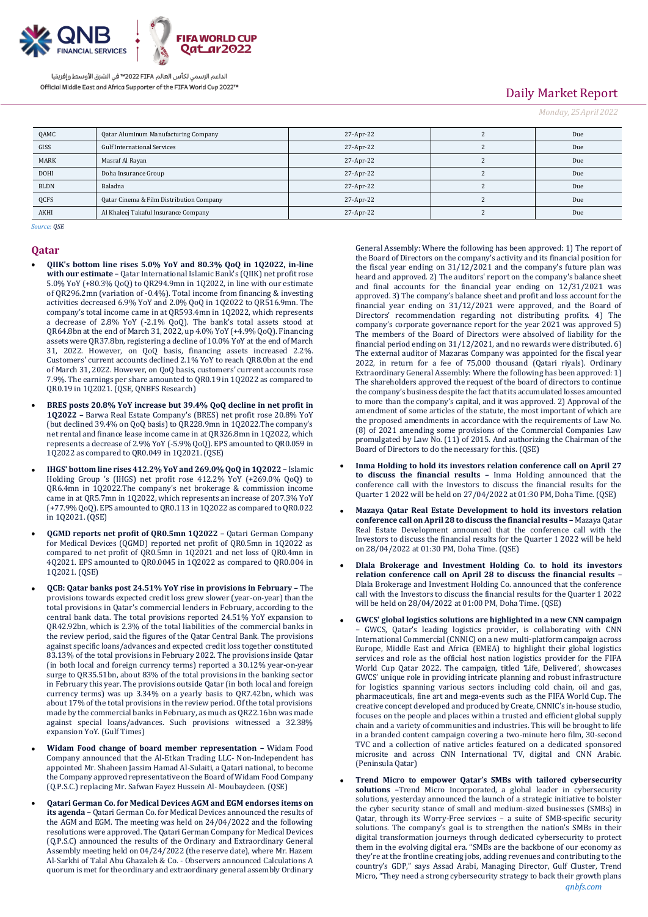| QAMC | Qatar Aluminum Manufacturing Company | 27-Apr-22 | 2 | Due |
|---|---|---|---|---|
| GISS | Gulf International Services | 27-Apr-22 | 2 | Due |
| MARK | Masraf Al Rayan | 27-Apr-22 | 2 | Due |
| DOHI | Doha Insurance Group | 27-Apr-22 | 2 | Due |
| BLDN | Baladna | 27-Apr-22 | 2 | Due |
| QCFS | Qatar Cinema & Film Distribution Company | 27-Apr-22 | 2 | Due |
| AKHI | Al Khaleej Takaful Insurance Company | 27-Apr-22 | 2 | Due |

*Source: QSE*

## Qatar

- **QIIK's bottom line rises 5.0% YoY and 80.3% QoQ in 1Q2022, in-line with our estimate –** Qatar International Islamic Bank's (QIIK) net profit rose 5.0% YoY (+80.3% QoQ) to QR294.9mn in 1Q2022, in line with our estimate of QR296.2mn (variation of -0.4%). Total income from financing & investing activities decreased 6.9% YoY and 2.0% QoQ in 1Q2022 to QR516.9mn. The company's total income came in at QR593.4mn in 1Q2022, which represents a decrease of 2.8% YoY (-2.1% QoQ). The bank's total assets stood at QR64.8bn at the end of March 31, 2022, up 4.0% YoY (+4.9% QoQ). Financing assets were QR37.8bn, registering a decline of 10.0% YoY at the end of March 31, 2022. However, on QoQ basis, financing assets increased 2.2%. Customers' current accounts declined 2.1% YoY to reach QR8.0bn at the end of March 31, 2022. However, on QoQ basis, customers' current accounts rose 7.9%. The earnings per share amounted to QR0.19 in 1Q2022 as compared to QR0.19 in 1Q2021. (QSE, QNBFS Research)

- **BRES posts 20.8% YoY increase but 39.4% QoQ decline in net profit in 1Q2022 –** Barwa Real Estate Company's (BRES) net profit rose 20.8% YoY (but declined 39.4% on QoQ basis) to QR228.9mn in 1Q2022.The company's net rental and finance lease income came in at QR326.8mn in 1Q2022, which represents a decrease of 2.9% YoY (-5.9% QoQ). EPS amounted to QR0.059 in 1Q2022 as compared to QR0.049 in 1Q2021. (QSE)

- **IHGS' bottom line rises 412.2% YoY and 269.0% QoQ in 1Q2022 –** Islamic Holding Group 's (IHGS) net profit rose 412.2% YoY (+269.0% QoQ) to QR6.4mn in 1Q2022.The company's net brokerage & commission income came in at QR5.7mn in 1Q2022, which represents an increase of 207.3% YoY (+77.9% QoQ). EPS amounted to QR0.113 in 1Q2022 as compared to QR0.022 in 1Q2021. (QSE)

- **QGMD reports net profit of QR0.5mn 1Q2022 –** Qatari German Company for Medical Devices (QGMD) reported net profit of QR0.5mn in 1Q2022 as compared to net profit of QR0.5mn in 1Q2021 and net loss of QR0.4mn in 4Q2021. EPS amounted to QR0.0045 in 1Q2022 as compared to QR0.004 in 1Q2021. (QSE)

- **QCB: Qatar banks post 24.51% YoY rise in provisions in February –** The provisions towards expected credit loss grew slower (year-on-year) than the total provisions in Qatar's commercial lenders in February, according to the central bank data. The total provisions reported 24.51% YoY expansion to QR42.92bn, which is 2.3% of the total liabilities of the commercial banks in the review period, said the figures of the Qatar Central Bank. The provisions against specific loans/advances and expected credit loss together constituted 83.13% of the total provisions in February 2022. The provisions inside Qatar (in both local and foreign currency terms) reported a 30.12% year-on-year surge to QR35.51bn, about 83% of the total provisions in the banking sector in February this year. The provisions outside Qatar (in both local and foreign currency terms) was up 3.34% on a yearly basis to QR7.42bn, which was about 17% of the total provisions in the review period. Of the total provisions made by the commercial banks in February, as much as QR22.16bn was made against special loans/advances. Such provisions witnessed a 32.38% expansion YoY. (Gulf Times)

- **Widam Food change of board member representation –** Widam Food Company announced that the Al-Etkan Trading LLC- Non-Independent has appointed Mr. Shaheen Jassim Hamad Al-Sulaiti, a Qatari national, to become the Company approved representative on the Board of Widam Food Company (Q.P.S.C.) replacing Mr. Safwan Fayez Hussein Al- Moubaydeen. (QSE)

- **Qatari German Co. for Medical Devices AGM and EGM endorses items on its agenda –** Qatari German Co. for Medical Devices announced the results of the AGM and EGM. The meeting was held on 24/04/2022 and the following resolutions were approved. The Qatari German Company for Medical Devices (Q.P.S.C) announced the results of the Ordinary and Extraordinary General Assembly meeting held on 04/24/2022 (the reserve date), where Mr. Hazem Al-Sarkhi of Talal Abu Ghazaleh & Co. - Observers announced Calculations A quorum is met for the ordinary and extraordinary general assembly Ordinary General Assembly: Where the following has been approved: 1) The report of the Board of Directors on the company's activity and its financial position for the fiscal year ending on 31/12/2021 and the company's future plan was heard and approved. 2) The auditors' report on the company's balance sheet and final accounts for the financial year ending on 12/31/2021 was approved. 3) The company's balance sheet and profit and loss account for the financial year ending on 31/12/2021 were approved, and the Board of Directors' recommendation regarding not distributing profits. 4) The company's corporate governance report for the year 2021 was approved 5) The members of the Board of Directors were absolved of liability for the financial period ending on 31/12/2021, and no rewards were distributed. 6) The external auditor of Mazaras Company was appointed for the fiscal year 2022, in return for a fee of 75,000 thousand (Qatari riyals). Ordinary Extraordinary General Assembly: Where the following has been approved: 1) The shareholders approved the request of the board of directors to continue the company's business despite the fact that its accumulated losses amounted to more than the company's capital, and it was approved. 2) Approval of the amendment of some articles of the statute, the most important of which are the proposed amendments in accordance with the requirements of Law No. (8) of 2021 amending some provisions of the Commercial Companies Law promulgated by Law No. (11) of 2015. And authorizing the Chairman of the Board of Directors to do the necessary for this. (QSE)

- **Inma Holding to hold its investors relation conference call on April 27 to discuss the financial results –** Inma Holding announced that the conference call with the Investors to discuss the financial results for the Quarter 1 2022 will be held on 27/04/2022 at 01:30 PM, Doha Time. (QSE)

- **Mazaya Qatar Real Estate Development to hold its investors relation conference call on April 28 to discuss the financial results –** Mazaya Qatar Real Estate Development announced that the conference call with the Investors to discuss the financial results for the Quarter 1 2022 will be held on 28/04/2022 at 01:30 PM, Doha Time. (QSE)

- **Dlala Brokerage and Investment Holding Co. to hold its investors relation conference call on April 28 to discuss the financial results –** Dlala Brokerage and Investment Holding Co. announced that the conference call with the Investors to discuss the financial results for the Quarter 1 2022 will be held on 28/04/2022 at 01:00 PM, Doha Time. (QSE)

- **GWCS' global logistics solutions are highlighted in a new CNN campaign –** GWCS, Qatar's leading logistics provider, is collaborating with CNN International Commercial (CNNIC) on a new multi-platform campaign across Europe, Middle East and Africa (EMEA) to highlight their global logistics services and role as the official host nation logistics provider for the FIFA World Cup Qatar 2022. The campaign, titled 'Life, Delivered', showcases GWCS' unique role in providing intricate planning and robust infrastructure for logistics spanning various sectors including cold chain, oil and gas, pharmaceuticals, fine art and mega-events such as the FIFA World Cup. The creative concept developed and produced by Create, CNNIC's in-house studio, focuses on the people and places within a trusted and efficient global supply chain and a variety of communities and industries. This will be brought to life in a branded content campaign covering a two-minute hero film, 30-second TVC and a collection of native articles featured on a dedicated sponsored microsite and across CNN International TV, digital and CNN Arabic. (Peninsula Qatar)

- **Trend Micro to empower Qatar's SMBs with tailored cybersecurity solutions –**Trend Micro Incorporated, a global leader in cybersecurity solutions, yesterday announced the launch of a strategic initiative to bolster the cyber security stance of small and medium-sized businesses (SMBs) in Qatar, through its Worry-Free services – a suite of SMB-specific security solutions. The company's goal is to strengthen the nation's SMBs in their digital transformation journeys through dedicated cybersecurity to protect them in the evolving digital era. "SMBs are the backbone of our economy as they're at the frontline creating jobs, adding revenues and contributing to the country's GDP," says Assad Arabi, Managing Director, Gulf Cluster, Trend Micro, "They need a strong cybersecurity strategy to back their growth plans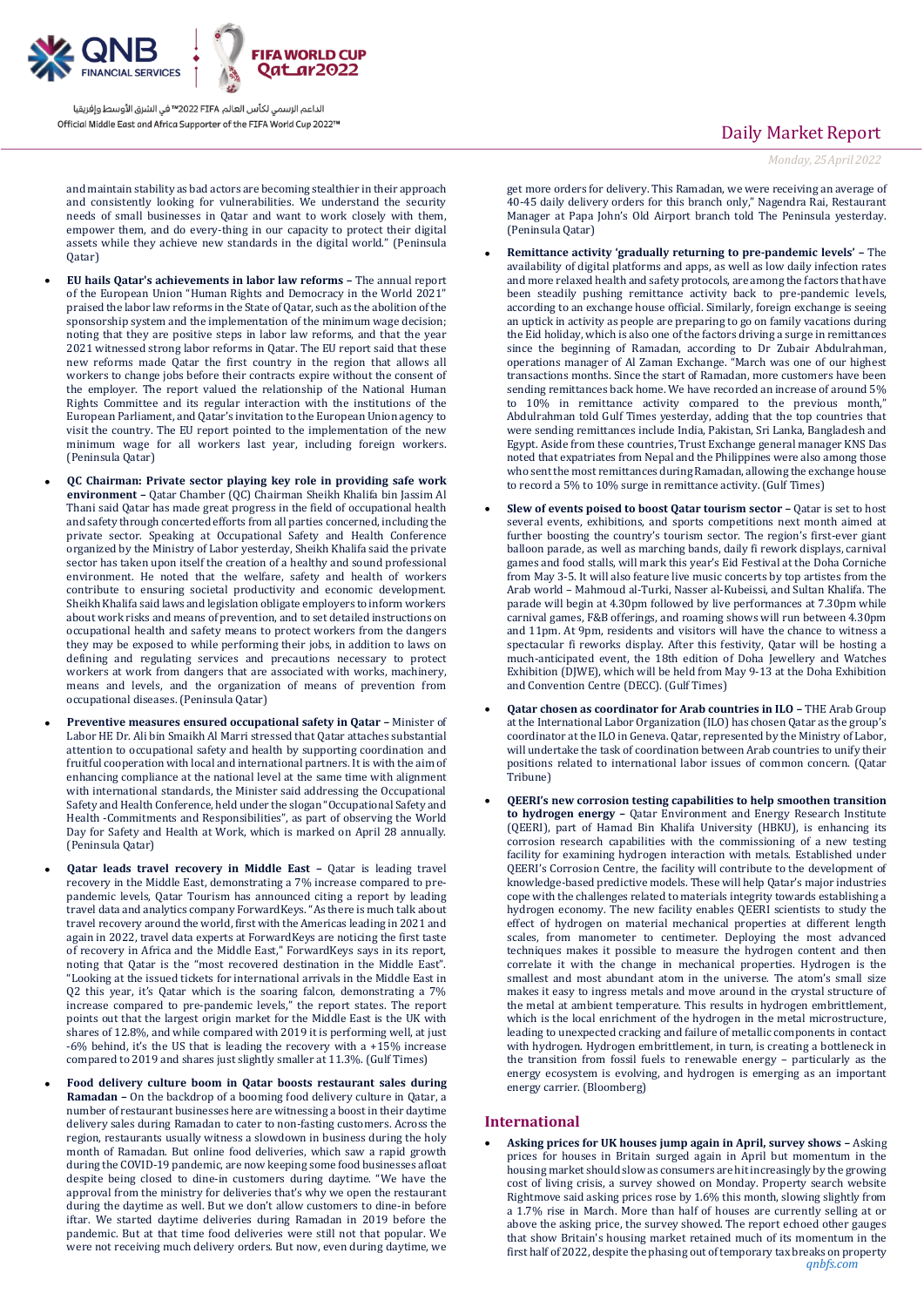and maintain stability as bad actors are becoming stealthier in their approach and consistently looking for vulnerabilities. We understand the security needs of small businesses in Qatar and want to work closely with them, empower them, and do every-thing in our capacity to protect their digital assets while they achieve new standards in the digital world." (Peninsula Qatar)

- **EU hails Qatar's achievements in labor law reforms –** The annual report of the European Union "Human Rights and Democracy in the World 2021" praised the labor law reforms in the State of Qatar, such as the abolition of the sponsorship system and the implementation of the minimum wage decision; noting that they are positive steps in labor law reforms, and that the year 2021 witnessed strong labor reforms in Qatar. The EU report said that these new reforms made Qatar the first country in the region that allows all workers to change jobs before their contracts expire without the consent of the employer. The report valued the relationship of the National Human Rights Committee and its regular interaction with the institutions of the European Parliament, and Qatar's invitation to the European Union agency to visit the country. The EU report pointed to the implementation of the new minimum wage for all workers last year, including foreign workers. (Peninsula Qatar)
- **QC Chairman: Private sector playing key role in providing safe work environment –** Qatar Chamber (QC) Chairman Sheikh Khalifa bin Jassim Al Thani said Qatar has made great progress in the field of occupational health and safety through concerted efforts from all parties concerned, including the private sector. Speaking at Occupational Safety and Health Conference organized by the Ministry of Labor yesterday, Sheikh Khalifa said the private sector has taken upon itself the creation of a healthy and sound professional environment. He noted that the welfare, safety and health of workers contribute to ensuring societal productivity and economic development. Sheikh Khalifa said laws and legislation obligate employers to inform workers about work risks and means of prevention, and to set detailed instructions on occupational health and safety means to protect workers from the dangers they may be exposed to while performing their jobs, in addition to laws on defining and regulating services and precautions necessary to protect workers at work from dangers that are associated with works, machinery, means and levels, and the organization of means of prevention from occupational diseases. (Peninsula Qatar)
- **Preventive measures ensured occupational safety in Qatar –** Minister of Labor HE Dr. Ali bin Smaikh Al Marri stressed that Qatar attaches substantial attention to occupational safety and health by supporting coordination and fruitful cooperation with local and international partners. It is with the aim of enhancing compliance at the national level at the same time with alignment with international standards, the Minister said addressing the Occupational Safety and Health Conference, held under the slogan "Occupational Safety and Health -Commitments and Responsibilities", as part of observing the World Day for Safety and Health at Work, which is marked on April 28 annually. (Peninsula Qatar)
- **Qatar leads travel recovery in Middle East –** Qatar is leading travel recovery in the Middle East, demonstrating a 7% increase compared to pre-pandemic levels, Qatar Tourism has announced citing a report by leading travel data and analytics company ForwardKeys. "As there is much talk about travel recovery around the world, first with the Americas leading in 2021 and again in 2022, travel data experts at ForwardKeys are noticing the first taste of recovery in Africa and the Middle East," ForwardKeys says in its report, noting that Qatar is the "most recovered destination in the Middle East". "Looking at the issued tickets for international arrivals in the Middle East in Q2 this year, it's Qatar which is the soaring falcon, demonstrating a 7% increase compared to pre-pandemic levels," the report states. The report points out that the largest origin market for the Middle East is the UK with shares of 12.8%, and while compared with 2019 it is performing well, at just -6% behind, it's the US that is leading the recovery with a +15% increase compared to 2019 and shares just slightly smaller at 11.3%. (Gulf Times)
- **Food delivery culture boom in Qatar boosts restaurant sales during Ramadan –** On the backdrop of a booming food delivery culture in Qatar, a number of restaurant businesses here are witnessing a boost in their daytime delivery sales during Ramadan to cater to non-fasting customers. Across the region, restaurants usually witness a slowdown in business during the holy month of Ramadan. But online food deliveries, which saw a rapid growth during the COVID-19 pandemic, are now keeping some food businesses afloat despite being closed to dine-in customers during daytime. "We have the approval from the ministry for deliveries that's why we open the restaurant during the daytime as well. But we don't allow customers to dine-in before iftar. We started daytime deliveries during Ramadan in 2019 before the pandemic. But at that time food deliveries were still not that popular. We were not receiving much delivery orders. But now, even during daytime, we get more orders for delivery. This Ramadan, we were receiving an average of 40-45 daily delivery orders for this branch only," Nagendra Rai, Restaurant Manager at Papa John's Old Airport branch told The Peninsula yesterday. (Peninsula Qatar)
- **Remittance activity 'gradually returning to pre-pandemic levels' –** The availability of digital platforms and apps, as well as low daily infection rates and more relaxed health and safety protocols, are among the factors that have been steadily pushing remittance activity back to pre-pandemic levels, according to an exchange house official. Similarly, foreign exchange is seeing an uptick in activity as people are preparing to go on family vacations during the Eid holiday, which is also one of the factors driving a surge in remittances since the beginning of Ramadan, according to Dr Zubair Abdulrahman, operations manager of Al Zaman Exchange. "March was one of our highest transactions months. Since the start of Ramadan, more customers have been sending remittances back home. We have recorded an increase of around 5% to 10% in remittance activity compared to the previous month," Abdulrahman told Gulf Times yesterday, adding that the top countries that were sending remittances include India, Pakistan, Sri Lanka, Bangladesh and Egypt. Aside from these countries, Trust Exchange general manager KNS Das noted that expatriates from Nepal and the Philippines were also among those who sent the most remittances during Ramadan, allowing the exchange house to record a 5% to 10% surge in remittance activity. (Gulf Times)
- **Slew of events poised to boost Qatar tourism sector –** Qatar is set to host several events, exhibitions, and sports competitions next month aimed at further boosting the country's tourism sector. The region's first-ever giant balloon parade, as well as marching bands, daily fi rework displays, carnival games and food stalls, will mark this year's Eid Festival at the Doha Corniche from May 3-5. It will also feature live music concerts by top artistes from the Arab world – Mahmoud al-Turki, Nasser al-Kubeissi, and Sultan Khalifa. The parade will begin at 4.30pm followed by live performances at 7.30pm while carnival games, F&B offerings, and roaming shows will run between 4.30pm and 11pm. At 9pm, residents and visitors will have the chance to witness a spectacular fi reworks display. After this festivity, Qatar will be hosting a much-anticipated event, the 18th edition of Doha Jewellery and Watches Exhibition (DJWE), which will be held from May 9-13 at the Doha Exhibition and Convention Centre (DECC). (Gulf Times)
- **Qatar chosen as coordinator for Arab countries in ILO –** THE Arab Group at the International Labor Organization (ILO) has chosen Qatar as the group's coordinator at the ILO in Geneva. Qatar, represented by the Ministry of Labor, will undertake the task of coordination between Arab countries to unify their positions related to international labor issues of common concern. (Qatar Tribune)
- **QEERI's new corrosion testing capabilities to help smoothen transition to hydrogen energy –** Qatar Environment and Energy Research Institute (QEERI), part of Hamad Bin Khalifa University (HBKU), is enhancing its corrosion research capabilities with the commissioning of a new testing facility for examining hydrogen interaction with metals. Established under QEERI's Corrosion Centre, the facility will contribute to the development of knowledge-based predictive models. These will help Qatar's major industries cope with the challenges related to materials integrity towards establishing a hydrogen economy. The new facility enables QEERI scientists to study the effect of hydrogen on material mechanical properties at different length scales, from manometer to centimeter. Deploying the most advanced techniques makes it possible to measure the hydrogen content and then correlate it with the change in mechanical properties. Hydrogen is the smallest and most abundant atom in the universe. The atom's small size makes it easy to ingress metals and move around in the crystal structure of the metal at ambient temperature. This results in hydrogen embrittlement, which is the local enrichment of the hydrogen in the metal microstructure, leading to unexpected cracking and failure of metallic components in contact with hydrogen. Hydrogen embrittlement, in turn, is creating a bottleneck in the transition from fossil fuels to renewable energy – particularly as the energy ecosystem is evolving, and hydrogen is emerging as an important energy carrier. (Bloomberg)

## International

- **Asking prices for UK houses jump again in April, survey shows –** Asking prices for houses in Britain surged again in April but momentum in the housing market should slow as consumers are hit increasingly by the growing cost of living crisis, a survey showed on Monday. Property search website Rightmove said asking prices rose by 1.6% this month, slowing slightly from a 1.7% rise in March. More than half of houses are currently selling at or above the asking price, the survey showed. The report echoed other gauges that show Britain's housing market retained much of its momentum in the first half of 2022, despite the phasing out of temporary tax breaks on property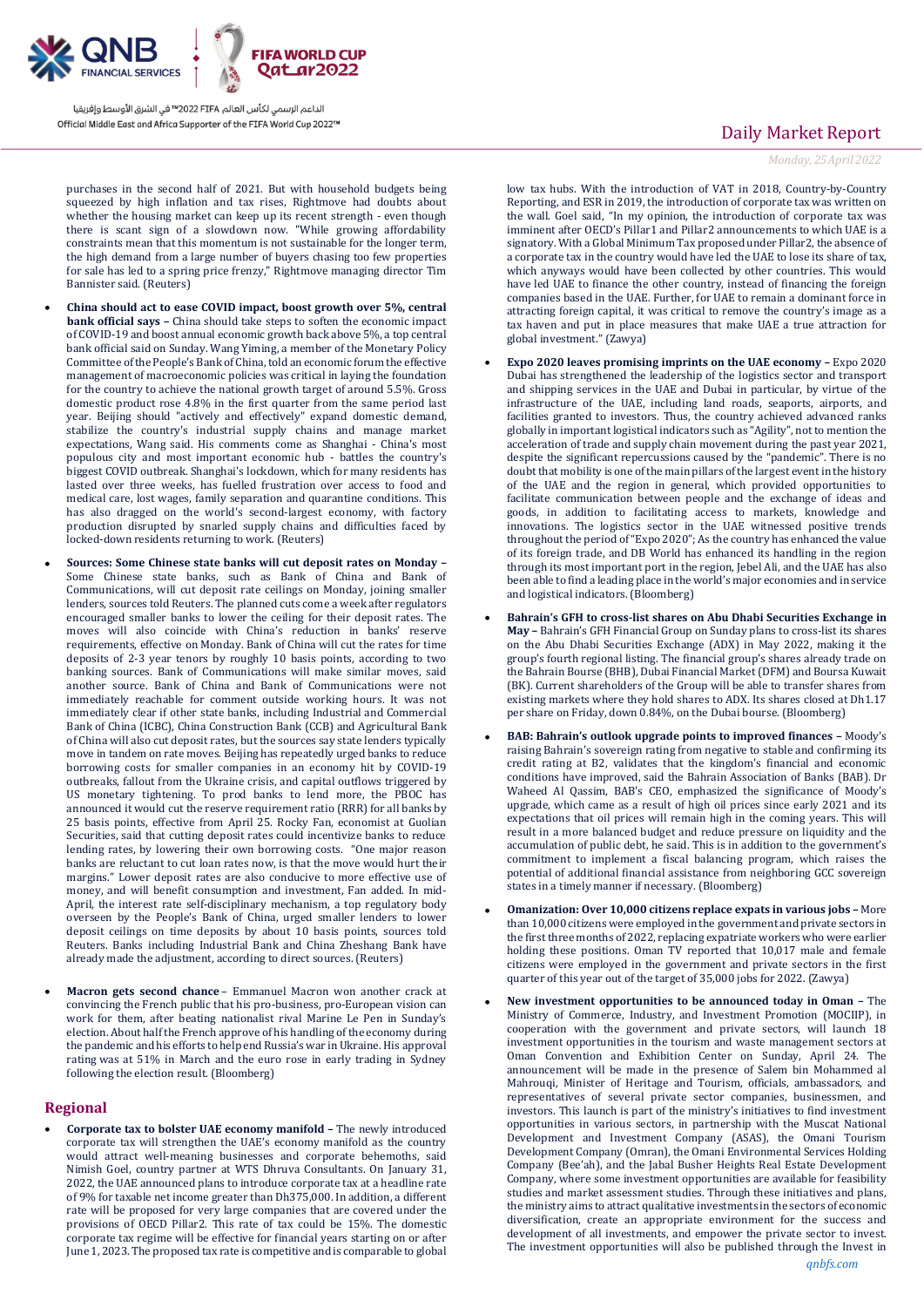purchases in the second half of 2021. But with household budgets being squeezed by high inflation and tax rises, Rightmove had doubts about whether the housing market can keep up its recent strength - even though there is scant sign of a slowdown now. "While growing affordability constraints mean that this momentum is not sustainable for the longer term, the high demand from a large number of buyers chasing too few properties for sale has led to a spring price frenzy," Rightmove managing director Tim Bannister said. (Reuters)

- **China should act to ease COVID impact, boost growth over 5%, central bank official says –** China should take steps to soften the economic impact of COVID-19 and boost annual economic growth back above 5%, a top central bank official said on Sunday. Wang Yiming, a member of the Monetary Policy Committee of the People's Bank of China, told an economic forum the effective management of macroeconomic policies was critical in laying the foundation for the country to achieve the national growth target of around 5.5%. Gross domestic product rose 4.8% in the first quarter from the same period last year. Beijing should "actively and effectively" expand domestic demand, stabilize the country's industrial supply chains and manage market expectations, Wang said. His comments come as Shanghai - China's most populous city and most important economic hub - battles the country's biggest COVID outbreak. Shanghai's lockdown, which for many residents has lasted over three weeks, has fuelled frustration over access to food and medical care, lost wages, family separation and quarantine conditions. This has also dragged on the world's second-largest economy, with factory production disrupted by snarled supply chains and difficulties faced by locked-down residents returning to work. (Reuters)
- **Sources: Some Chinese state banks will cut deposit rates on Monday –** Some Chinese state banks, such as Bank of China and Bank of Communications, will cut deposit rate ceilings on Monday, joining smaller lenders, sources told Reuters. The planned cuts come a week after regulators encouraged smaller banks to lower the ceiling for their deposit rates. The moves will also coincide with China's reduction in banks' reserve requirements, effective on Monday. Bank of China will cut the rates for time deposits of 2-3 year tenors by roughly 10 basis points, according to two banking sources. Bank of Communications will make similar moves, said another source. Bank of China and Bank of Communications were not immediately reachable for comment outside working hours. It was not immediately clear if other state banks, including Industrial and Commercial Bank of China (ICBC), China Construction Bank (CCB) and Agricultural Bank of China will also cut deposit rates, but the sources say state lenders typically move in tandem on rate moves. Beijing has repeatedly urged banks to reduce borrowing costs for smaller companies in an economy hit by COVID-19 outbreaks, fallout from the Ukraine crisis, and capital outflows triggered by US monetary tightening. To prod banks to lend more, the PBOC has announced it would cut the reserve requirement ratio (RRR) for all banks by 25 basis points, effective from April 25. Rocky Fan, economist at Guolian Securities, said that cutting deposit rates could incentivize banks to reduce lending rates, by lowering their own borrowing costs. "One major reason banks are reluctant to cut loan rates now, is that the move would hurt their margins." Lower deposit rates are also conducive to more effective use of money, and will benefit consumption and investment, Fan added. In mid-April, the interest rate self-disciplinary mechanism, a top regulatory body overseen by the People's Bank of China, urged smaller lenders to lower deposit ceilings on time deposits by about 10 basis points, sources told Reuters. Banks including Industrial Bank and China Zheshang Bank have already made the adjustment, according to direct sources. (Reuters)
- **Macron gets second chance** – Emmanuel Macron won another crack at convincing the French public that his pro-business, pro-European vision can work for them, after beating nationalist rival Marine Le Pen in Sunday's election. About half the France approve of his handling of the economy during the pandemic and his efforts to help end Russia's war in Ukraine. His approval rating was at 51% in March and the euro rose in early trading in Sydney following the election result. (Bloomberg)

## Regional

- **Corporate tax to bolster UAE economy manifold –** The newly introduced corporate tax will strengthen the UAE's economy manifold as the country would attract well-meaning businesses and corporate behemoths, said Nimish Goel, country partner at WTS Dhruva Consultants. On January 31, 2022, the UAE announced plans to introduce corporate tax at a headline rate of 9% for taxable net income greater than Dh375,000. In addition, a different rate will be proposed for very large companies that are covered under the provisions of OECD Pillar2. This rate of tax could be 15%. The domestic corporate tax regime will be effective for financial years starting on or after June 1, 2023. The proposed tax rate is competitive and is comparable to global low tax hubs. With the introduction of VAT in 2018, Country-by-Country Reporting, and ESR in 2019, the introduction of corporate tax was written on the wall. Goel said, "In my opinion, the introduction of corporate tax was imminent after OECD's Pillar1 and Pillar2 announcements to which UAE is a signatory. With a Global Minimum Tax proposed under Pillar2, the absence of a corporate tax in the country would have led the UAE to lose its share of tax, which anyways would have been collected by other countries. This would have led UAE to finance the other country, instead of financing the foreign companies based in the UAE. Further, for UAE to remain a dominant force in attracting foreign capital, it was critical to remove the country's image as a tax haven and put in place measures that make UAE a true attraction for global investment." (Zawya)
- **Expo 2020 leaves promising imprints on the UAE economy –** Expo 2020 Dubai has strengthened the leadership of the logistics sector and transport and shipping services in the UAE and Dubai in particular, by virtue of the infrastructure of the UAE, including land roads, seaports, airports, and facilities granted to investors. Thus, the country achieved advanced ranks globally in important logistical indicators such as "Agility", not to mention the acceleration of trade and supply chain movement during the past year 2021, despite the significant repercussions caused by the "pandemic". There is no doubt that mobility is one of the main pillars of the largest event in the history of the UAE and the region in general, which provided opportunities to facilitate communication between people and the exchange of ideas and goods, in addition to facilitating access to markets, knowledge and innovations. The logistics sector in the UAE witnessed positive trends throughout the period of "Expo 2020"; As the country has enhanced the value of its foreign trade, and DB World has enhanced its handling in the region through its most important port in the region, Jebel Ali, and the UAE has also been able to find a leading place in the world's major economies and in service and logistical indicators. (Bloomberg)
- **Bahrain's GFH to cross-list shares on Abu Dhabi Securities Exchange in May –** Bahrain's GFH Financial Group on Sunday plans to cross-list its shares on the Abu Dhabi Securities Exchange (ADX) in May 2022, making it the group's fourth regional listing. The financial group's shares already trade on the Bahrain Bourse (BHB), Dubai Financial Market (DFM) and Boursa Kuwait (BK). Current shareholders of the Group will be able to transfer shares from existing markets where they hold shares to ADX. Its shares closed at Dh1.17 per share on Friday, down 0.84%, on the Dubai bourse. (Bloomberg)
- **BAB: Bahrain's outlook upgrade points to improved finances –** Moody's raising Bahrain's sovereign rating from negative to stable and confirming its credit rating at B2, validates that the kingdom's financial and economic conditions have improved, said the Bahrain Association of Banks (BAB). Dr Waheed Al Qassim, BAB's CEO, emphasized the significance of Moody's upgrade, which came as a result of high oil prices since early 2021 and its expectations that oil prices will remain high in the coming years. This will result in a more balanced budget and reduce pressure on liquidity and the accumulation of public debt, he said. This is in addition to the government's commitment to implement a fiscal balancing program, which raises the potential of additional financial assistance from neighboring GCC sovereign states in a timely manner if necessary. (Bloomberg)
- **Omanization: Over 10,000 citizens replace expats in various jobs –** More than 10,000 citizens were employed in the government and private sectors in the first three months of 2022, replacing expatriate workers who were earlier holding these positions. Oman TV reported that 10,017 male and female citizens were employed in the government and private sectors in the first quarter of this year out of the target of 35,000 jobs for 2022. (Zawya)
- **New investment opportunities to be announced today in Oman –** The Ministry of Commerce, Industry, and Investment Promotion (MOCIIP), in cooperation with the government and private sectors, will launch 18 investment opportunities in the tourism and waste management sectors at Oman Convention and Exhibition Center on Sunday, April 24. The announcement will be made in the presence of Salem bin Mohammed al Mahrouqi, Minister of Heritage and Tourism, officials, ambassadors, and representatives of several private sector companies, businessmen, and investors. This launch is part of the ministry's initiatives to find investment opportunities in various sectors, in partnership with the Muscat National Development and Investment Company (ASAS), the Omani Tourism Development Company (Omran), the Omani Environmental Services Holding Company (Bee'ah), and the Jabal Busher Heights Real Estate Development Company, where some investment opportunities are available for feasibility studies and market assessment studies. Through these initiatives and plans, the ministry aims to attract qualitative investments in the sectors of economic diversification, create an appropriate environment for the success and development of all investments, and empower the private sector to invest. The investment opportunities will also be published through the Invest in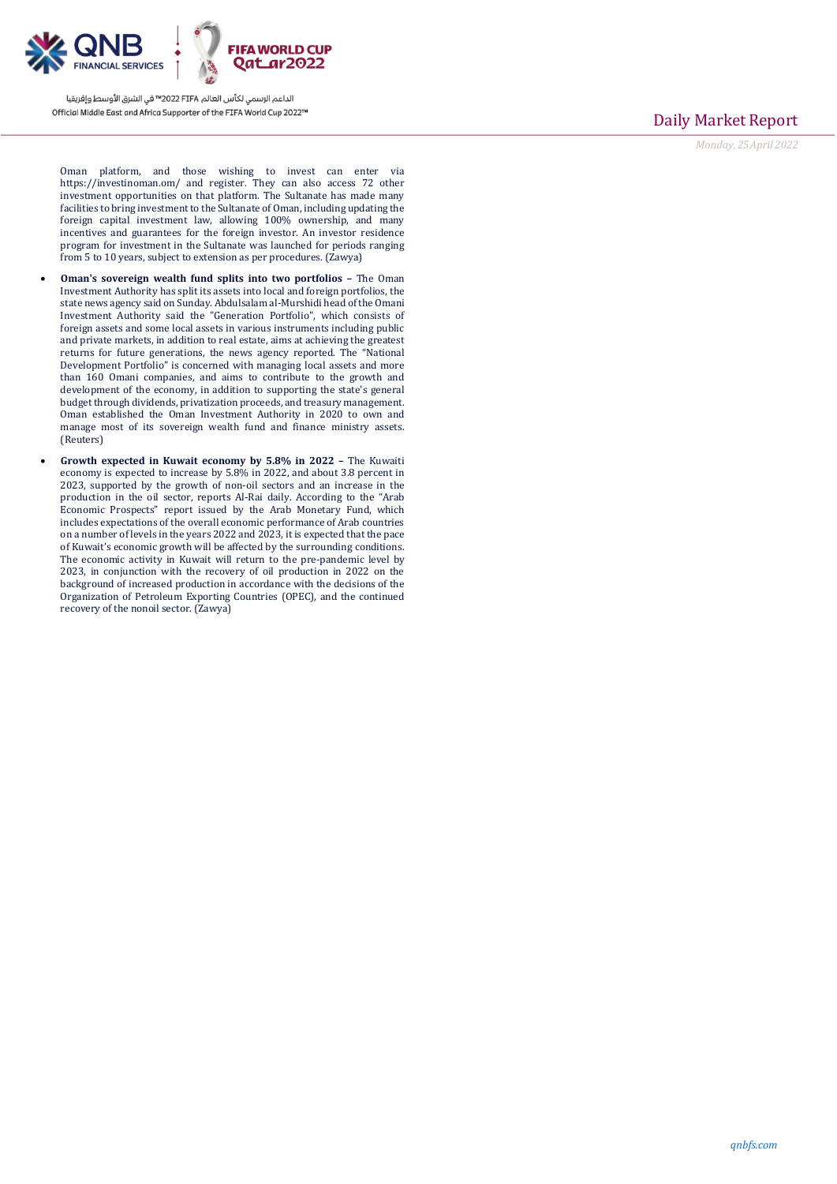Oman platform, and those wishing to invest can enter via https://investinoman.com/ and register. They can also access 72 other investment opportunities on that platform. The Sultanate has made many facilities to bring investment to the Sultanate of Oman, including updating the foreign capital investment law, allowing 100% ownership, and many incentives and guarantees for the foreign investor. An investor residence program for investment in the Sultanate was launched for periods ranging from 5 to 10 years, subject to extension as per procedures. (Zawya)

- **Oman's sovereign wealth fund splits into two portfolios –** The Oman Investment Authority has split its assets into local and foreign portfolios, the state news agency said on Sunday. Abdulsalam al-Murshidi head of the Omani Investment Authority said the "Generation Portfolio", which consists of foreign assets and some local assets in various instruments including public and private markets, in addition to real estate, aims at achieving the greatest returns for future generations, the news agency reported. The "National Development Portfolio" is concerned with managing local assets and more than 160 Omani companies, and aims to contribute to the growth and development of the economy, in addition to supporting the state's general budget through dividends, privatization proceeds, and treasury management. Oman established the Oman Investment Authority in 2020 to own and manage most of its sovereign wealth fund and finance ministry assets. (Reuters)
- **Growth expected in Kuwait economy by 5.8% in 2022 –** The Kuwaiti economy is expected to increase by 5.8% in 2022, and about 3.8 percent in 2023, supported by the growth of non-oil sectors and an increase in the production in the oil sector, reports Al-Rai daily. According to the "Arab Economic Prospects" report issued by the Arab Monetary Fund, which includes expectations of the overall economic performance of Arab countries on a number of levels in the years 2022 and 2023, it is expected that the pace of Kuwait's economic growth will be affected by the surrounding conditions. The economic activity in Kuwait will return to the pre-pandemic level by 2023, in conjunction with the recovery of oil production in 2022 on the background of increased production in accordance with the decisions of the Organization of Petroleum Exporting Countries (OPEC), and the continued recovery of the nonoil sector. (Zawya)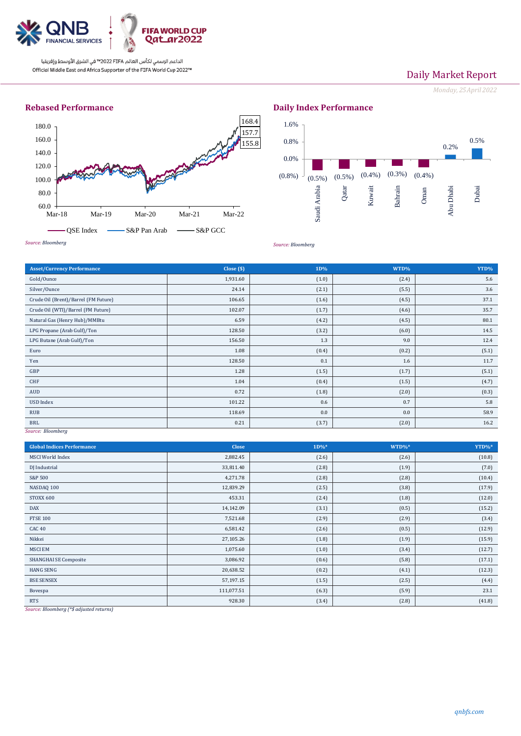Official Middle East and Africa Supporter of the FIFA World Cup 2022™

الداعم الرسمي لكأس العالم FIFA 2022™ في الشرق الأوسط وإفريقيا

# Daily Market Report

*Monday, 25 April 2022*

## Rebased Performance

180.0, 160.0, 140.0, 120.0, 100.0, 80.0, 60.0

Mar-18, Mar-19, Mar-20, Mar-21, Mar-22

168.4, 157.7, 155.8

QSE Index, S&P Pan Arab, S&P GCC

*Source: Bloomberg*

## Daily Index Performance

| Saudi Arabia | Qatar | Kuwait | Bahrain | Oman | Abu Dhabi | Dubai |
|---|---|---|---|---|---|---|
| (0.5%) | (0.5%) | (0.4%) | (0.3%) | (0.4%) | 0.2% | 0.5% |

*Source: Bloomberg*

| Asset/Currency Performance | Close ($) | 1D% | WTD% | YTD% |
|---|---|---|---|---|
| Gold/Ounce | 1,931.60 | (1.0) | (2.4) | 5.6 |
| Silver/Ounce | 24.14 | (2.1) | (5.5) | 3.6 |
| Crude Oil (Brent)/Barrel (FM Future) | 106.65 | (1.6) | (4.5) | 37.1 |
| Crude Oil (WTI)/Barrel (FM Future) | 102.07 | (1.7) | (4.6) | 35.7 |
| Natural Gas (Henry Hub)/MMBtu | 6.59 | (4.2) | (4.5) | 80.1 |
| LPG Propane (Arab Gulf)/Ton | 128.50 | (3.2) | (6.0) | 14.5 |
| LPG Butane (Arab Gulf)/Ton | 156.50 | 1.3 | 9.0 | 12.4 |
| Euro | 1.08 | (0.4) | (0.2) | (5.1) |
| Yen | 128.50 | 0.1 | 1.6 | 11.7 |
| GBP | 1.28 | (1.5) | (1.7) | (5.1) |
| CHF | 1.04 | (0.4) | (1.5) | (4.7) |
| AUD | 0.72 | (1.8) | (2.0) | (0.3) |
| USD Index | 101.22 | 0.6 | 0.7 | 5.8 |
| RUB | 118.69 | 0.0 | 0.0 | 58.9 |
| BRL | 0.21 | (3.7) | (2.0) | 16.2 |

*Source: Bloomberg*

| Global Indices Performance | Close | 1D%* | WTD%* | YTD%* |
|---|---|---|---|---|
| MSCI World Index | 2,882.45 | (2.6) | (2.6) | (10.8) |
| DJ Industrial | 33,811.40 | (2.8) | (1.9) | (7.0) |
| S&P 500 | 4,271.78 | (2.8) | (2.8) | (10.4) |
| NASDAQ 100 | 12,839.29 | (2.5) | (3.8) | (17.9) |
| STOXX 600 | 453.31 | (2.4) | (1.8) | (12.0) |
| DAX | 14,142.09 | (3.1) | (0.5) | (15.2) |
| FTSE 100 | 7,521.68 | (2.9) | (2.9) | (3.4) |
| CAC 40 | 6,581.42 | (2.6) | (0.5) | (12.9) |
| Nikkei | 27,105.26 | (1.8) | (1.9) | (15.9) |
| MSCI EM | 1,075.60 | (1.0) | (3.4) | (12.7) |
| SHANGHAI SE Composite | 3,086.92 | (0.6) | (5.8) | (17.1) |
| HANG SENG | 20,638.52 | (0.2) | (4.1) | (12.3) |
| BSE SENSEX | 57,197.15 | (1.5) | (2.5) | (4.4) |
| Bovespa | 111,077.51 | (6.3) | (5.9) | 23.1 |
| RTS | 928.30 | (3.4) | (2.8) | (41.8) |

*Source: Bloomberg (*$ adjusted returns)*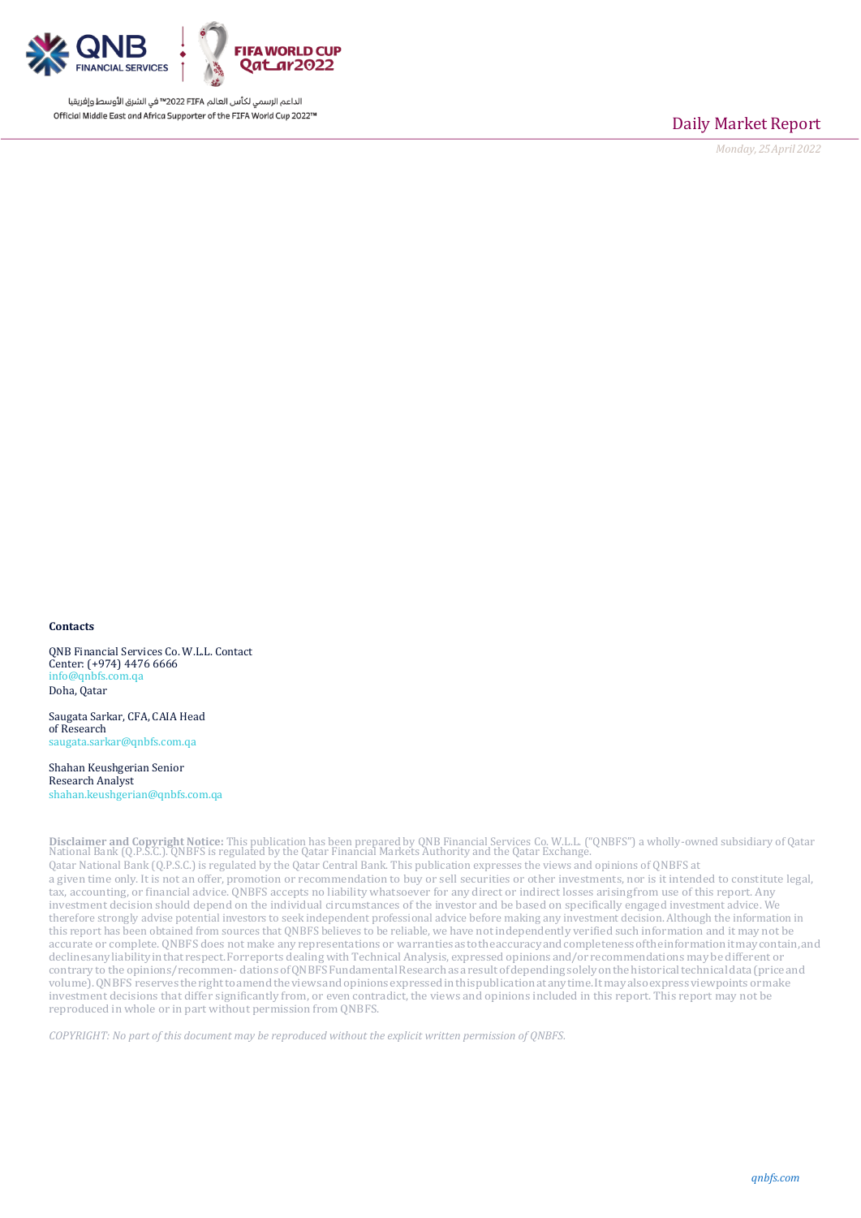الداعم الرسمي لكأس العالم FIFA 2022™ في الشرق الأوسط وإفريقيا
Official Middle East and Africa Supporter of the FIFA World Cup 2022™

Daily Market Report

*Monday, 25 April 2022*

**Contacts**

QNB Financial Services Co. W.L.L. Contact Center: (+974) 4476 6666
info@qnbfs.com.qa
Doha, Qatar

Saugata Sarkar, CFA, CAIA Head of Research
saugata.sarkar@qnbfs.com.qa

Shahan Keushgerian Senior Research Analyst
shahan.keushgerian@qnbfs.com.qa

**Disclaimer and Copyright Notice:** This publication has been prepared by QNB Financial Services Co. W.L.L. ("QNBFS") a wholly-owned subsidiary of Qatar National Bank (Q.P.S.C.). QNBFS is regulated by the Qatar Financial Markets Authority and the Qatar Exchange. Qatar National Bank (Q.P.S.C.) is regulated by the Qatar Central Bank. This publication expresses the views and opinions of QNBFS at a given time only. It is not an offer, promotion or recommendation to buy or sell securities or other investments, nor is it intended to constitute legal, tax, accounting, or financial advice. QNBFS accepts no liability whatsoever for any direct or indirect losses arising from use of this report. Any investment decision should depend on the individual circumstances of the investor and be based on specifically engaged investment advice. We therefore strongly advise potential investors to seek independent professional advice before making any investment decision. Although the information in this report has been obtained from sources that QNBFS believes to be reliable, we have not independently verified such information and it may not be accurate or complete. QNBFS does not make any representations or warranties as to the accuracy and completeness of the information it may contain, and declines any liability in that respect. For reports dealing with Technical Analysis, expressed opinions and/or recommendations may be different or contrary to the opinions/recommendations of QNBFS Fundamental Research as a result of depending solely on the historical technical data (price and volume). QNBFS reserves the right to amend the views and opinions expressed in this publication at any time. It may also express viewpoints or make investment decisions that differ significantly from, or even contradict, the views and opinions included in this report. This report may not be reproduced in whole or in part without permission from QNBFS.

*COPYRIGHT: No part of this document may be reproduced without the explicit written permission of QNBFS.*

*qnbfs.com*